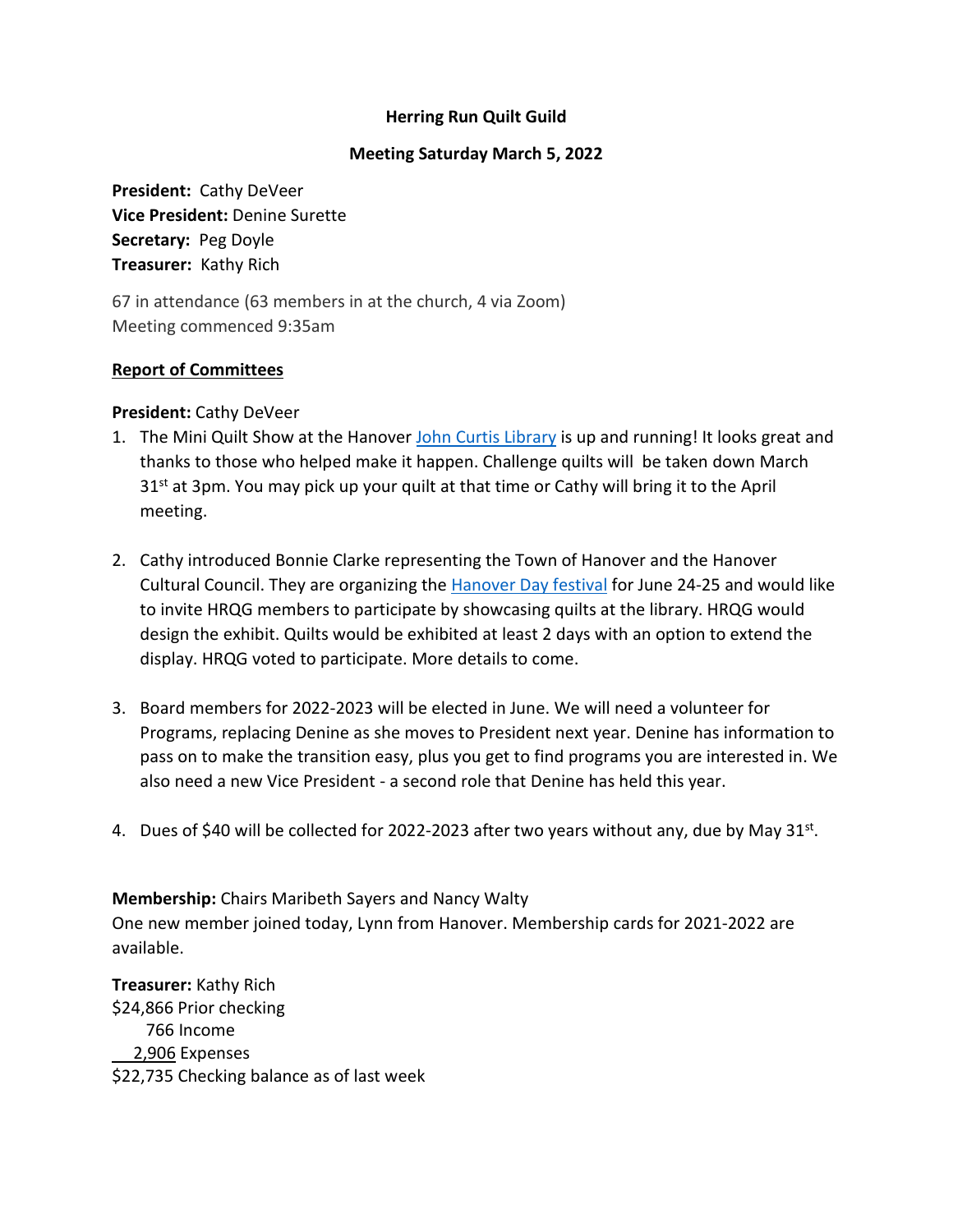**Herring Run Quilt Guild**

**Meeting Saturday March 5, 2022**

**President:** Cathy DeVeer
**Vice President:** Denine Surette
**Secretary:** Peg Doyle
**Treasurer:** Kathy Rich

67 in attendance (63 members in at the church, 4 via Zoom)
Meeting commenced 9:35am

**Report of Committees**

**President:** Cathy DeVeer

1. The Mini Quilt Show at the Hanover John Curtis Library is up and running! It looks great and thanks to those who helped make it happen. Challenge quilts will be taken down March 31st at 3pm. You may pick up your quilt at that time or Cathy will bring it to the April meeting.

2. Cathy introduced Bonnie Clarke representing the Town of Hanover and the Hanover Cultural Council. They are organizing the Hanover Day festival for June 24-25 and would like to invite HRQG members to participate by showcasing quilts at the library. HRQG would design the exhibit. Quilts would be exhibited at least 2 days with an option to extend the display. HRQG voted to participate. More details to come.

3. Board members for 2022-2023 will be elected in June. We will need a volunteer for Programs, replacing Denine as she moves to President next year. Denine has information to pass on to make the transition easy, plus you get to find programs you are interested in. We also need a new Vice President - a second role that Denine has held this year.

4. Dues of $40 will be collected for 2022-2023 after two years without any, due by May 31st.

**Membership:** Chairs Maribeth Sayers and Nancy Walty
One new member joined today, Lynn from Hanover. Membership cards for 2021-2022 are available.

**Treasurer:** Kathy Rich
$24,866 Prior checking
766 Income
2,906 Expenses
$22,735 Checking balance as of last week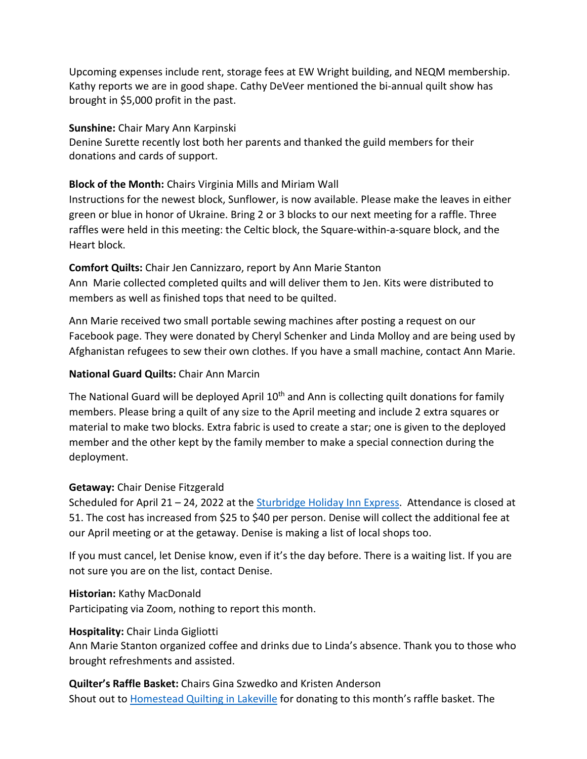Upcoming expenses include rent, storage fees at EW Wright building, and NEQM membership. Kathy reports we are in good shape. Cathy DeVeer mentioned the bi-annual quilt show has brought in $5,000 profit in the past.

**Sunshine:** Chair Mary Ann Karpinski
Denine Surette recently lost both her parents and thanked the guild members for their donations and cards of support.

**Block of the Month:** Chairs Virginia Mills and Miriam Wall
Instructions for the newest block, Sunflower, is now available. Please make the leaves in either green or blue in honor of Ukraine. Bring 2 or 3 blocks to our next meeting for a raffle. Three raffles were held in this meeting: the Celtic block, the Square-within-a-square block, and the Heart block.

**Comfort Quilts:** Chair Jen Cannizzaro, report by Ann Marie Stanton
Ann Marie collected completed quilts and will deliver them to Jen. Kits were distributed to members as well as finished tops that need to be quilted.

Ann Marie received two small portable sewing machines after posting a request on our Facebook page. They were donated by Cheryl Schenker and Linda Molloy and are being used by Afghanistan refugees to sew their own clothes. If you have a small machine, contact Ann Marie.

**National Guard Quilts:** Chair Ann Marcin

The National Guard will be deployed April 10th and Ann is collecting quilt donations for family members. Please bring a quilt of any size to the April meeting and include 2 extra squares or material to make two blocks. Extra fabric is used to create a star; one is given to the deployed member and the other kept by the family member to make a special connection during the deployment.

**Getaway:** Chair Denise Fitzgerald
Scheduled for April 21 – 24, 2022 at the [Sturbridge Holiday Inn Express](). Attendance is closed at 51. The cost has increased from $25 to $40 per person. Denise will collect the additional fee at our April meeting or at the getaway. Denise is making a list of local shops too.

If you must cancel, let Denise know, even if it's the day before. There is a waiting list. If you are not sure you are on the list, contact Denise.

**Historian:** Kathy MacDonald
Participating via Zoom, nothing to report this month.

**Hospitality:** Chair Linda Gigliotti
Ann Marie Stanton organized coffee and drinks due to Linda's absence. Thank you to those who brought refreshments and assisted.

**Quilter's Raffle Basket:** Chairs Gina Szwedko and Kristen Anderson
Shout out to [Homestead Quilting in Lakeville]() for donating to this month's raffle basket. The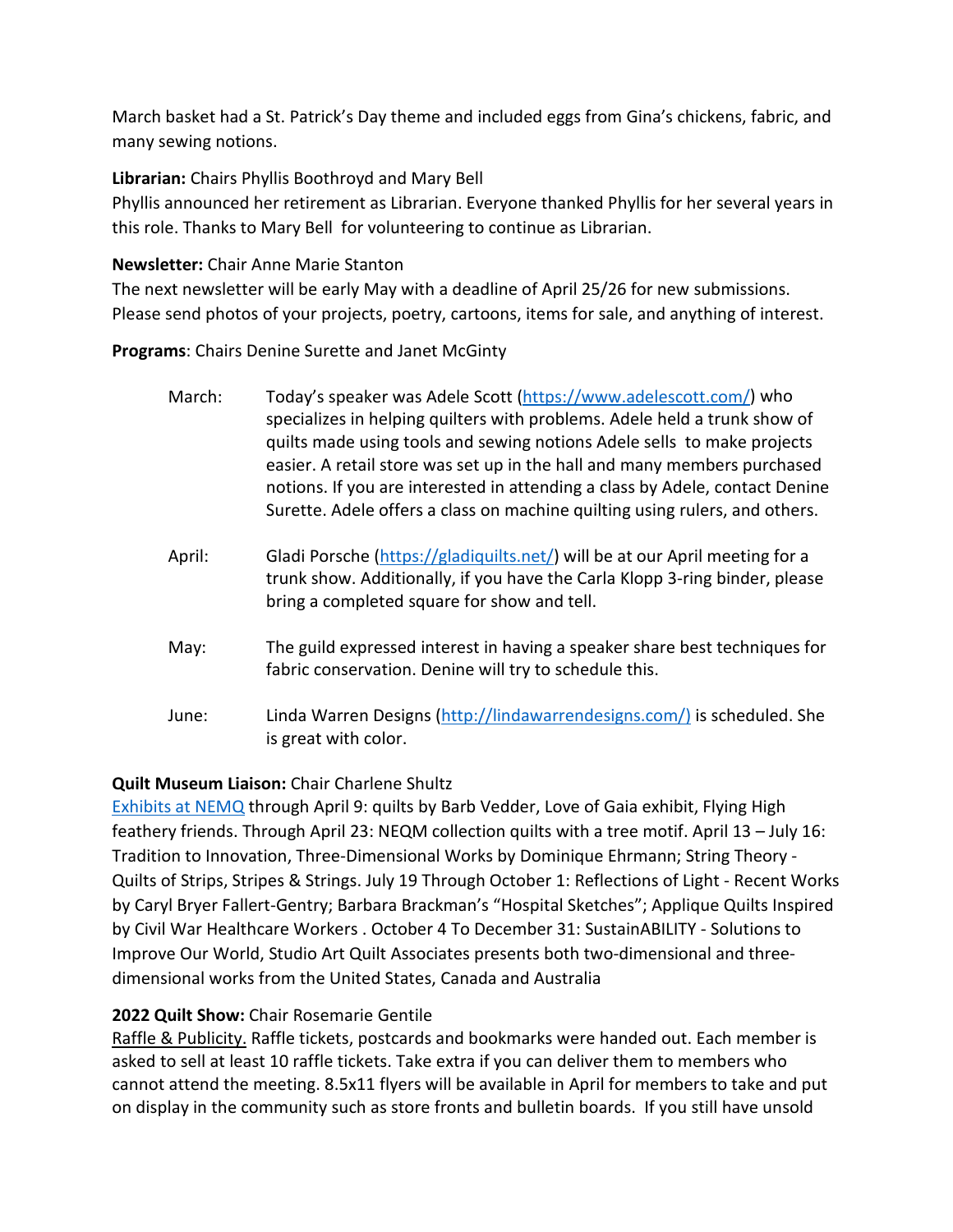March basket had a St. Patrick's Day theme and included eggs from Gina's chickens, fabric, and many sewing notions.

**Librarian:** Chairs Phyllis Boothroyd and Mary Bell
Phyllis announced her retirement as Librarian. Everyone thanked Phyllis for her several years in this role. Thanks to Mary Bell for volunteering to continue as Librarian.

**Newsletter:** Chair Anne Marie Stanton
The next newsletter will be early May with a deadline of April 25/26 for new submissions. Please send photos of your projects, poetry, cartoons, items for sale, and anything of interest.

**Programs**: Chairs Denine Surette and Janet McGinty

- March: Today's speaker was Adele Scott (https://www.adelescott.com/) who specializes in helping quilters with problems. Adele held a trunk show of quilts made using tools and sewing notions Adele sells to make projects easier. A retail store was set up in the hall and many members purchased notions. If you are interested in attending a class by Adele, contact Denine Surette. Adele offers a class on machine quilting using rulers, and others.
- April: Gladi Porsche (https://gladiquilts.net/) will be at our April meeting for a trunk show. Additionally, if you have the Carla Klopp 3-ring binder, please bring a completed square for show and tell.
- May: The guild expressed interest in having a speaker share best techniques for fabric conservation. Denine will try to schedule this.
- June: Linda Warren Designs (http://lindawarrendesigns.com/) is scheduled. She is great with color.

**Quilt Museum Liaison:** Chair Charlene Shultz
Exhibits at NEMQ through April 9: quilts by Barb Vedder, Love of Gaia exhibit, Flying High feathery friends. Through April 23: NEQM collection quilts with a tree motif. April 13 – July 16: Tradition to Innovation, Three-Dimensional Works by Dominique Ehrmann; String Theory - Quilts of Strips, Stripes & Strings. July 19 Through October 1: Reflections of Light - Recent Works by Caryl Bryer Fallert-Gentry; Barbara Brackman's "Hospital Sketches"; Applique Quilts Inspired by Civil War Healthcare Workers . October 4 To December 31: SustainABILITY - Solutions to Improve Our World, Studio Art Quilt Associates presents both two-dimensional and three-dimensional works from the United States, Canada and Australia

**2022 Quilt Show:** Chair Rosemarie Gentile
Raffle & Publicity. Raffle tickets, postcards and bookmarks were handed out. Each member is asked to sell at least 10 raffle tickets. Take extra if you can deliver them to members who cannot attend the meeting. 8.5x11 flyers will be available in April for members to take and put on display in the community such as store fronts and bulletin boards. If you still have unsold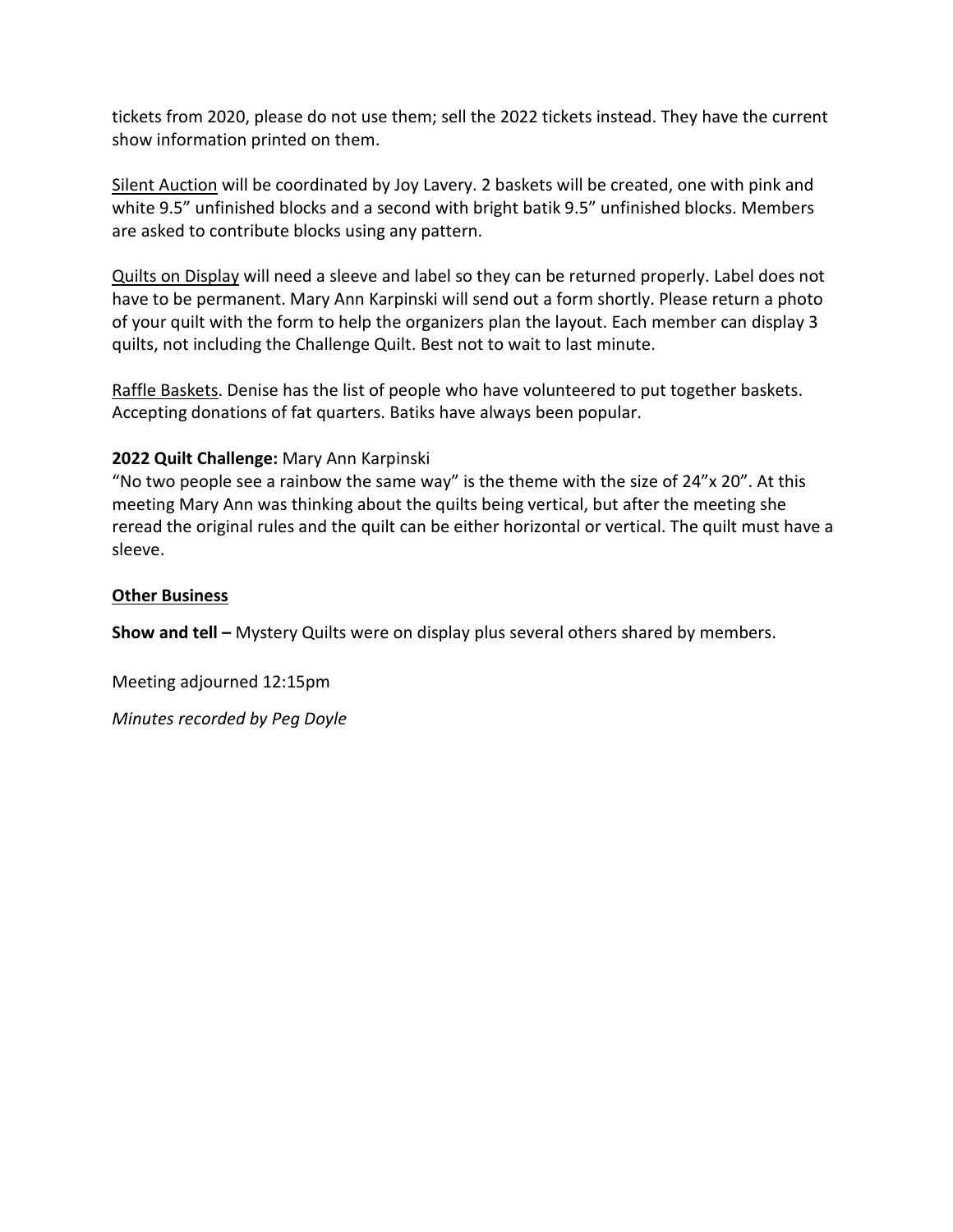tickets from 2020, please do not use them; sell the 2022 tickets instead. They have the current show information printed on them.

<u>Silent Auction</u> will be coordinated by Joy Lavery. 2 baskets will be created, one with pink and white 9.5" unfinished blocks and a second with bright batik 9.5" unfinished blocks. Members are asked to contribute blocks using any pattern.

<u>Quilts on Display</u> will need a sleeve and label so they can be returned properly. Label does not have to be permanent. Mary Ann Karpinski will send out a form shortly. Please return a photo of your quilt with the form to help the organizers plan the layout. Each member can display 3 quilts, not including the Challenge Quilt. Best not to wait to last minute.

<u>Raffle Baskets</u>. Denise has the list of people who have volunteered to put together baskets. Accepting donations of fat quarters. Batiks have always been popular.

**2022 Quilt Challenge:** Mary Ann Karpinski
"No two people see a rainbow the same way" is the theme with the size of 24"x 20". At this meeting Mary Ann was thinking about the quilts being vertical, but after the meeting she reread the original rules and the quilt can be either horizontal or vertical. The quilt must have a sleeve.

**<u>Other Business</u>**

**Show and tell –** Mystery Quilts were on display plus several others shared by members.

Meeting adjourned 12:15pm

*Minutes recorded by Peg Doyle*